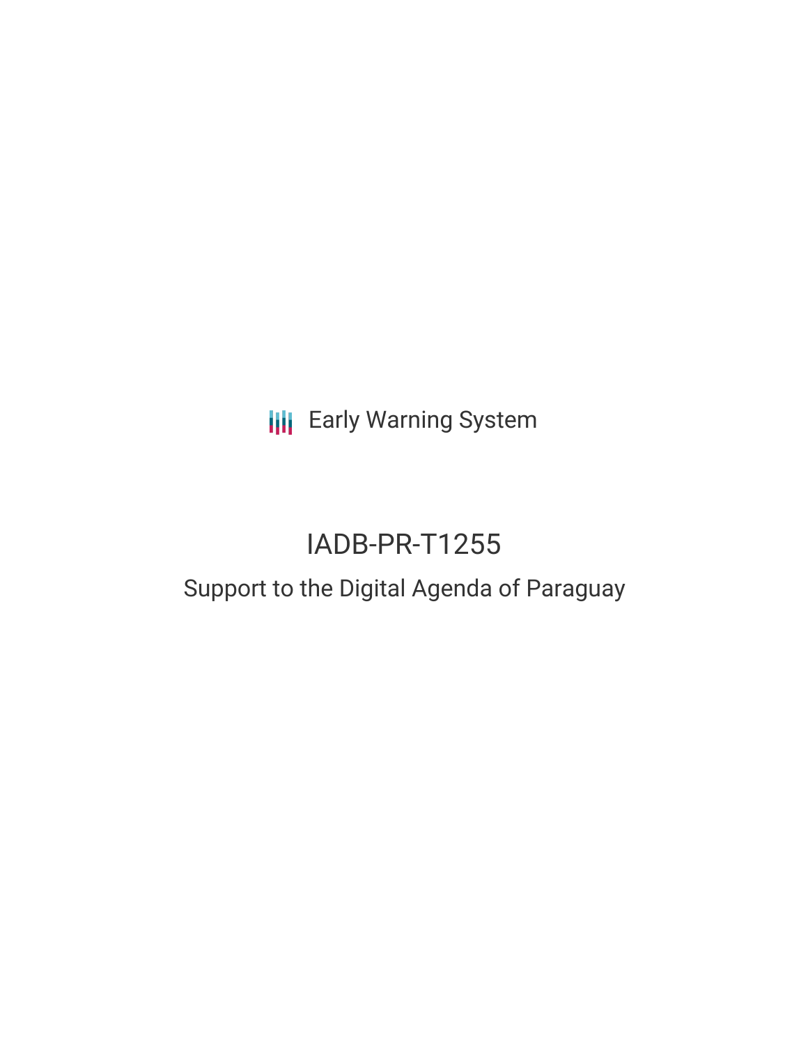Early Warning System

# IADB-PR-T1255

## Support to the Digital Agenda of Paraguay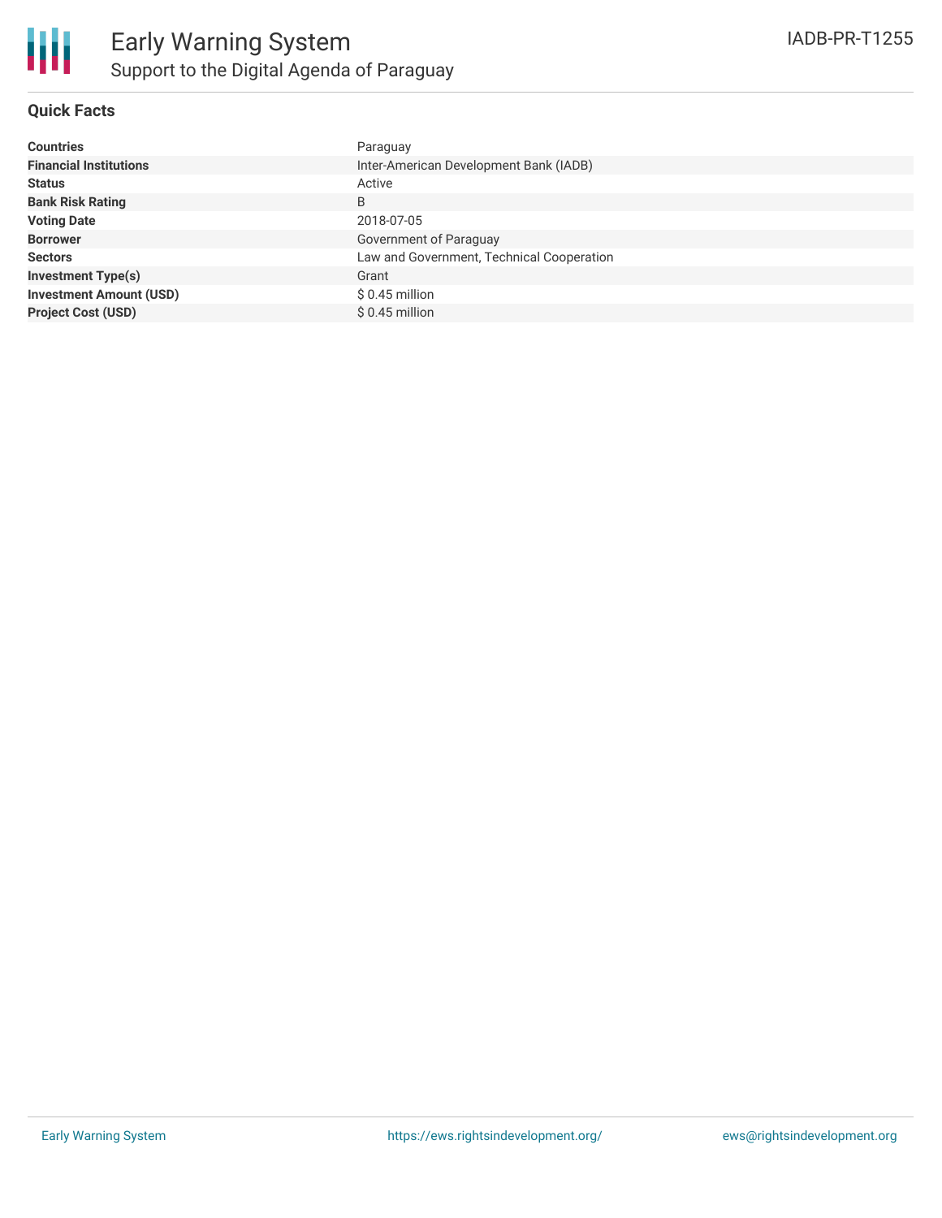## Quick Facts

| | |
|---|---|
| **Countries** | Paraguay |
| **Financial Institutions** | Inter-American Development Bank (IADB) |
| **Status** | Active |
| **Bank Risk Rating** | B |
| **Voting Date** | 2018-07-05 |
| **Borrower** | Government of Paraguay |
| **Sectors** | Law and Government, Technical Cooperation |
| **Investment Type(s)** | Grant |
| **Investment Amount (USD)** | $ 0.45 million |
| **Project Cost (USD)** | $ 0.45 million |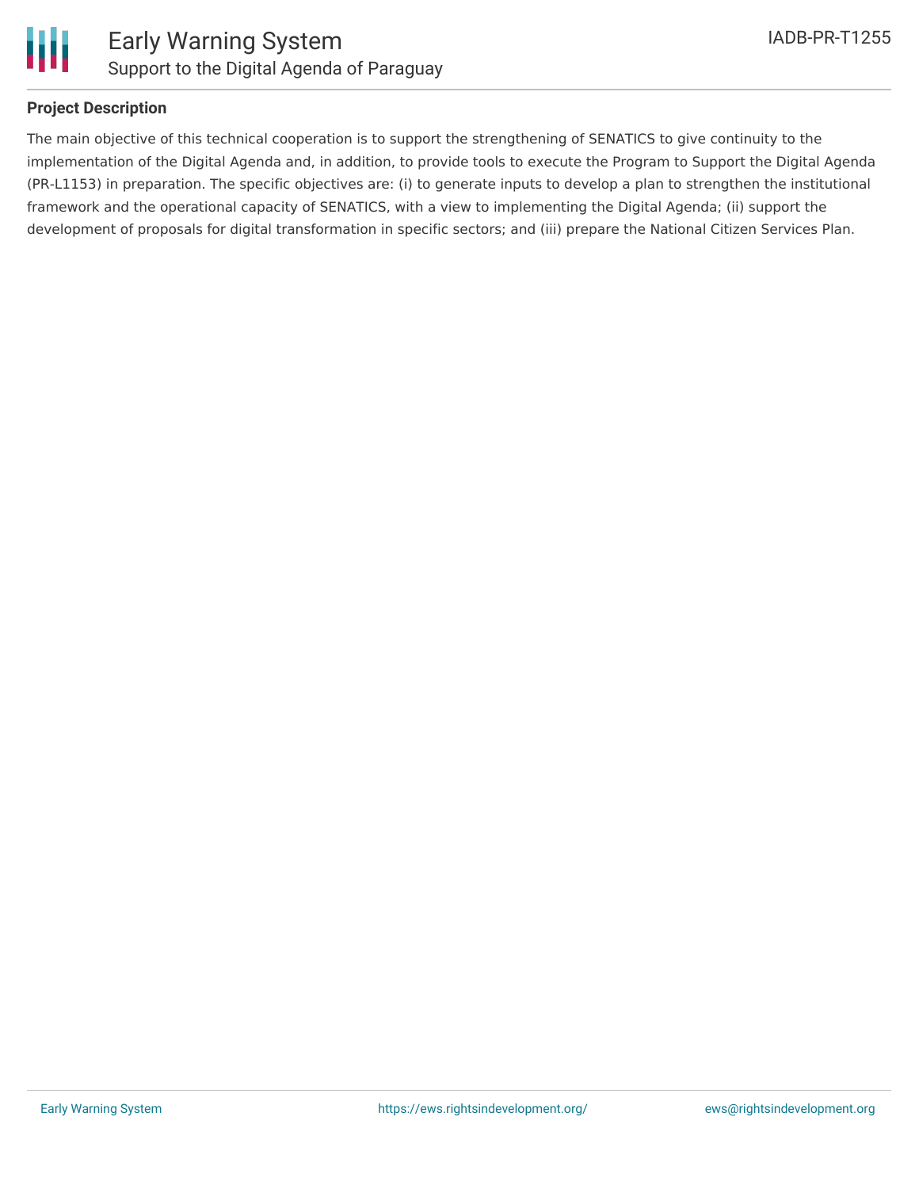## Project Description

The main objective of this technical cooperation is to support the strengthening of SENATICS to give continuity to the implementation of the Digital Agenda and, in addition, to provide tools to execute the Program to Support the Digital Agenda (PR-L1153) in preparation. The specific objectives are: (i) to generate inputs to develop a plan to strengthen the institutional framework and the operational capacity of SENATICS, with a view to implementing the Digital Agenda; (ii) support the development of proposals for digital transformation in specific sectors; and (iii) prepare the National Citizen Services Plan.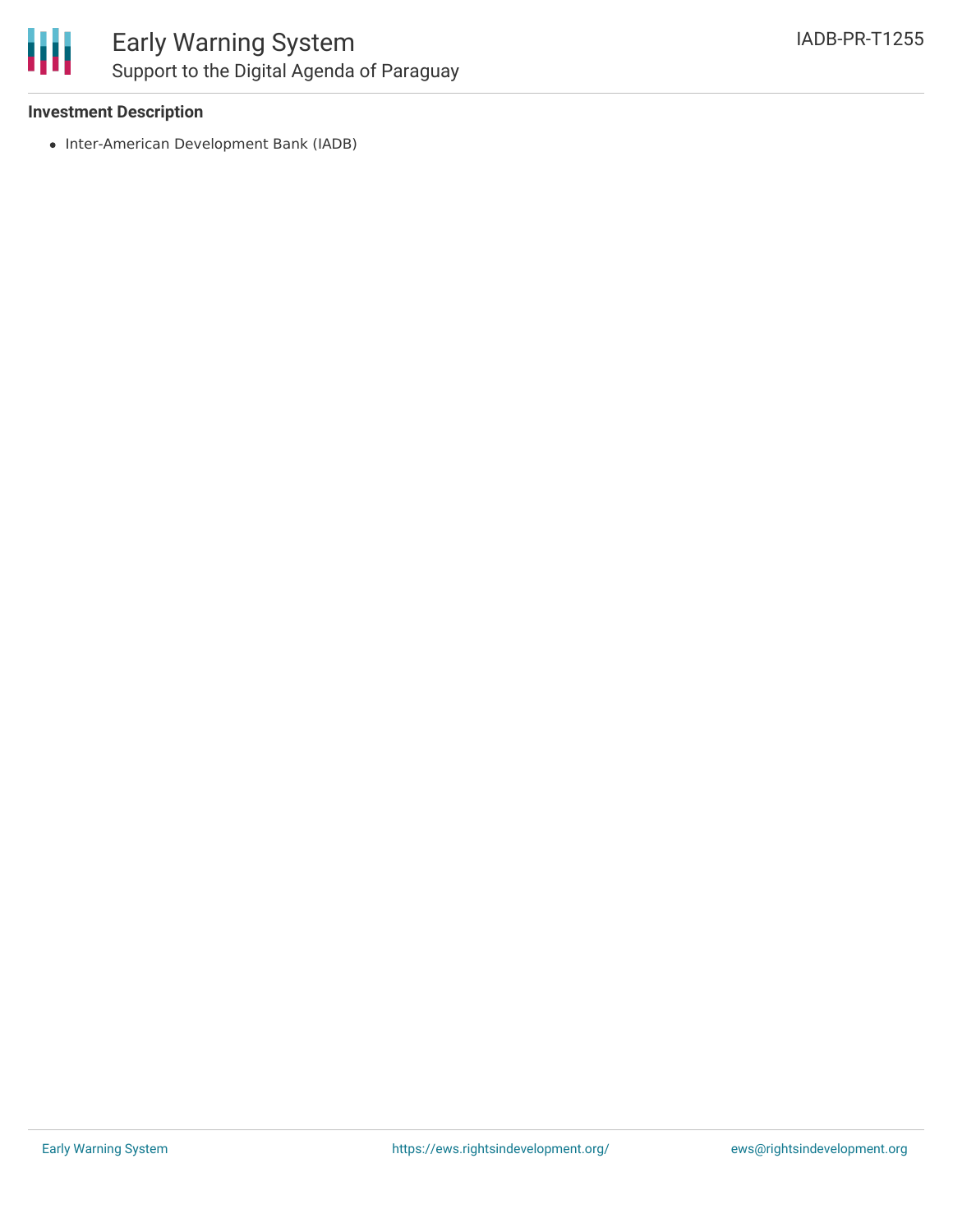### Investment Description

- Inter-American Development Bank (IADB)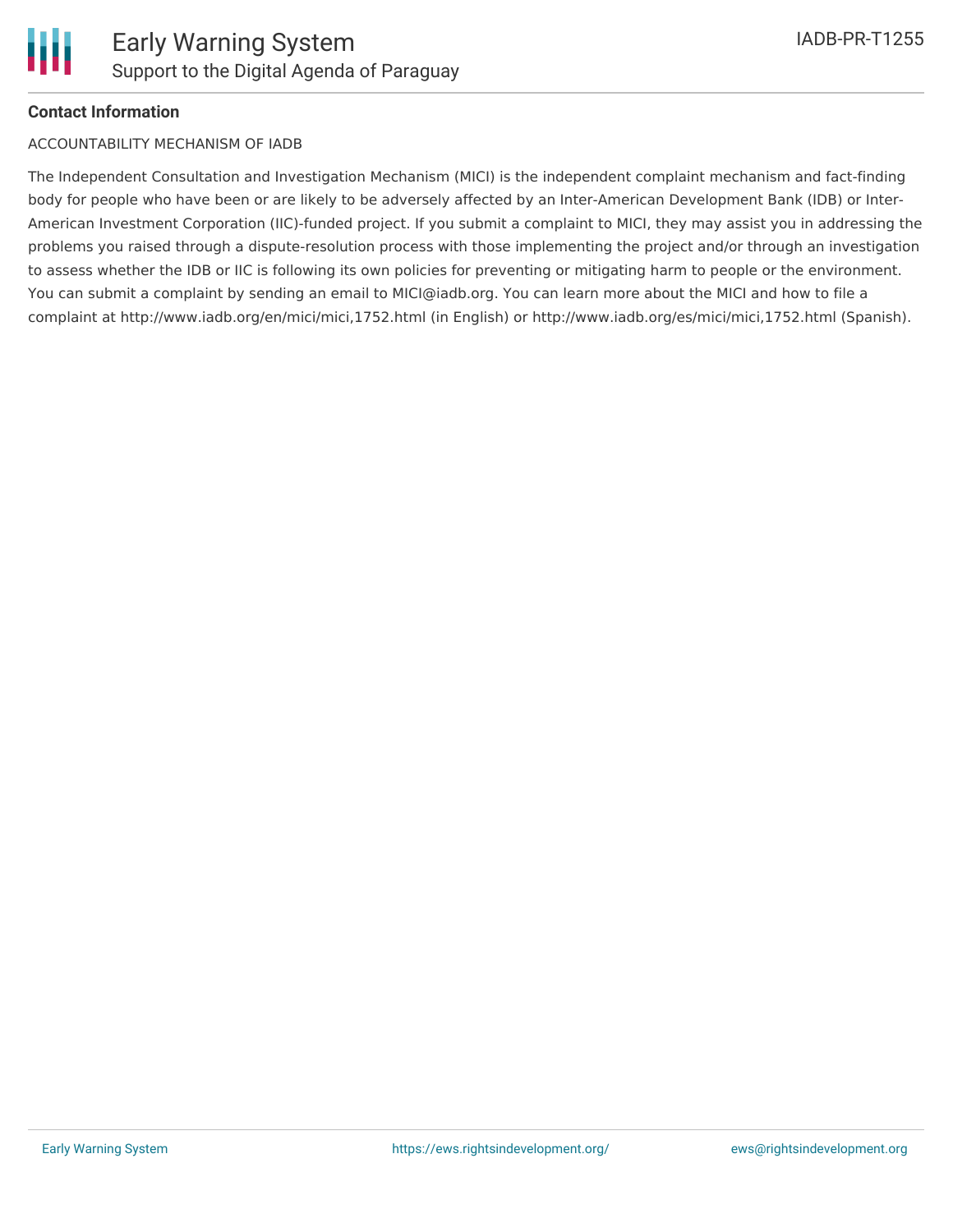**Contact Information**

ACCOUNTABILITY MECHANISM OF IADB

The Independent Consultation and Investigation Mechanism (MICI) is the independent complaint mechanism and fact-finding body for people who have been or are likely to be adversely affected by an Inter-American Development Bank (IDB) or Inter-American Investment Corporation (IIC)-funded project. If you submit a complaint to MICI, they may assist you in addressing the problems you raised through a dispute-resolution process with those implementing the project and/or through an investigation to assess whether the IDB or IIC is following its own policies for preventing or mitigating harm to people or the environment. You can submit a complaint by sending an email to MICI@iadb.org. You can learn more about the MICI and how to file a complaint at http://www.iadb.org/en/mici/mici,1752.html (in English) or http://www.iadb.org/es/mici/mici,1752.html (Spanish).